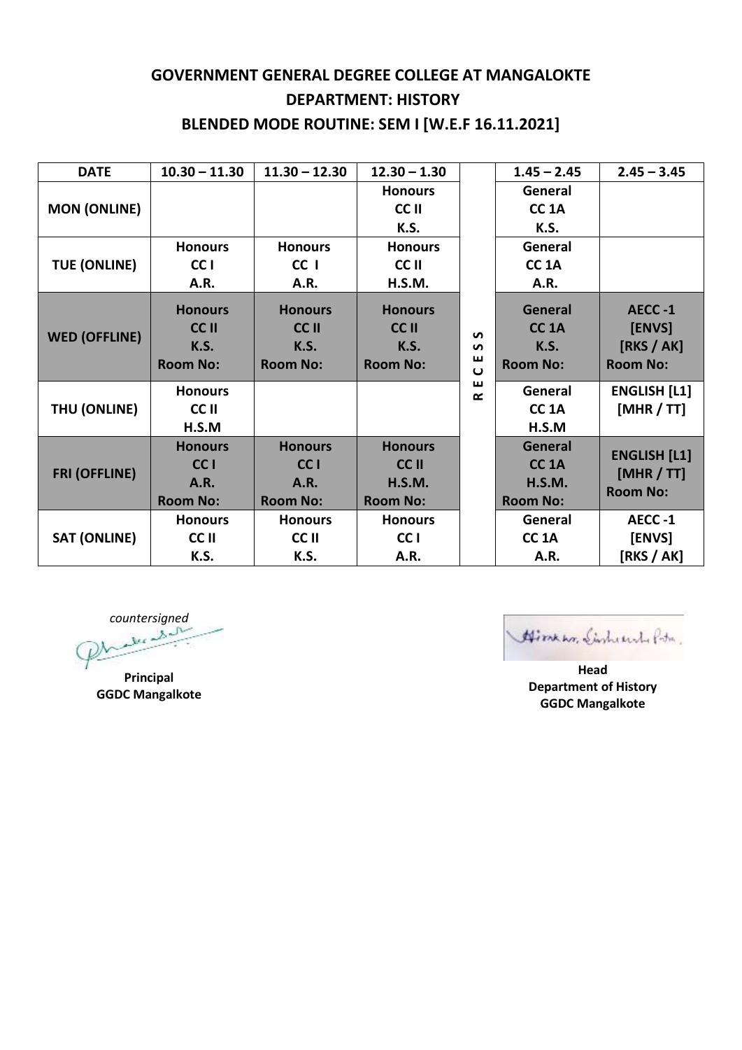# GOVERNMENT GENERAL DEGREE COLLEGE AT MANGALOKTE

## DEPARTMENT: HISTORY

## BLENDED MODE ROUTINE: SEM I [W.E.F 16.11.2021]

| DATE | 10.30 – 11.30 | 11.30 – 12.30 | 12.30 – 1.30 | | 1.45 – 2.45 | 2.45 – 3.45 |
|---|---|---|---|---|---|---|
| MON (ONLINE) | | | Honours CC II K.S. | RECESS | General CC 1A K.S. | |
| TUE (ONLINE) | Honours CC I A.R. | Honours CC I A.R. | Honours CC II H.S.M. | | General CC 1A A.R. | |
| WED (OFFLINE) | Honours CC II K.S. Room No: | Honours CC II K.S. Room No: | Honours CC II K.S. Room No: | | General CC 1A K.S. Room No: | AECC -1 [ENVS] [RKS / AK] Room No: |
| THU (ONLINE) | Honours CC II H.S.M | | | | General CC 1A H.S.M | ENGLISH [L1] [MHR / TT] |
| FRI (OFFLINE) | Honours CC I A.R. Room No: | Honours CC I A.R. Room No: | Honours CC II H.S.M. Room No: | | General CC 1A H.S.M. Room No: | ENGLISH [L1] [MHR / TT] Room No: |
| SAT (ONLINE) | Honours CC II K.S. | Honours CC II K.S. | Honours CC I A.R. | | General CC 1A A.R. | AECC -1 [ENVS] [RKS / AK] |

*countersigned*

**Principal**
**GGDC Mangalkote**

**Head**
**Department of History**
**GGDC Mangalkote**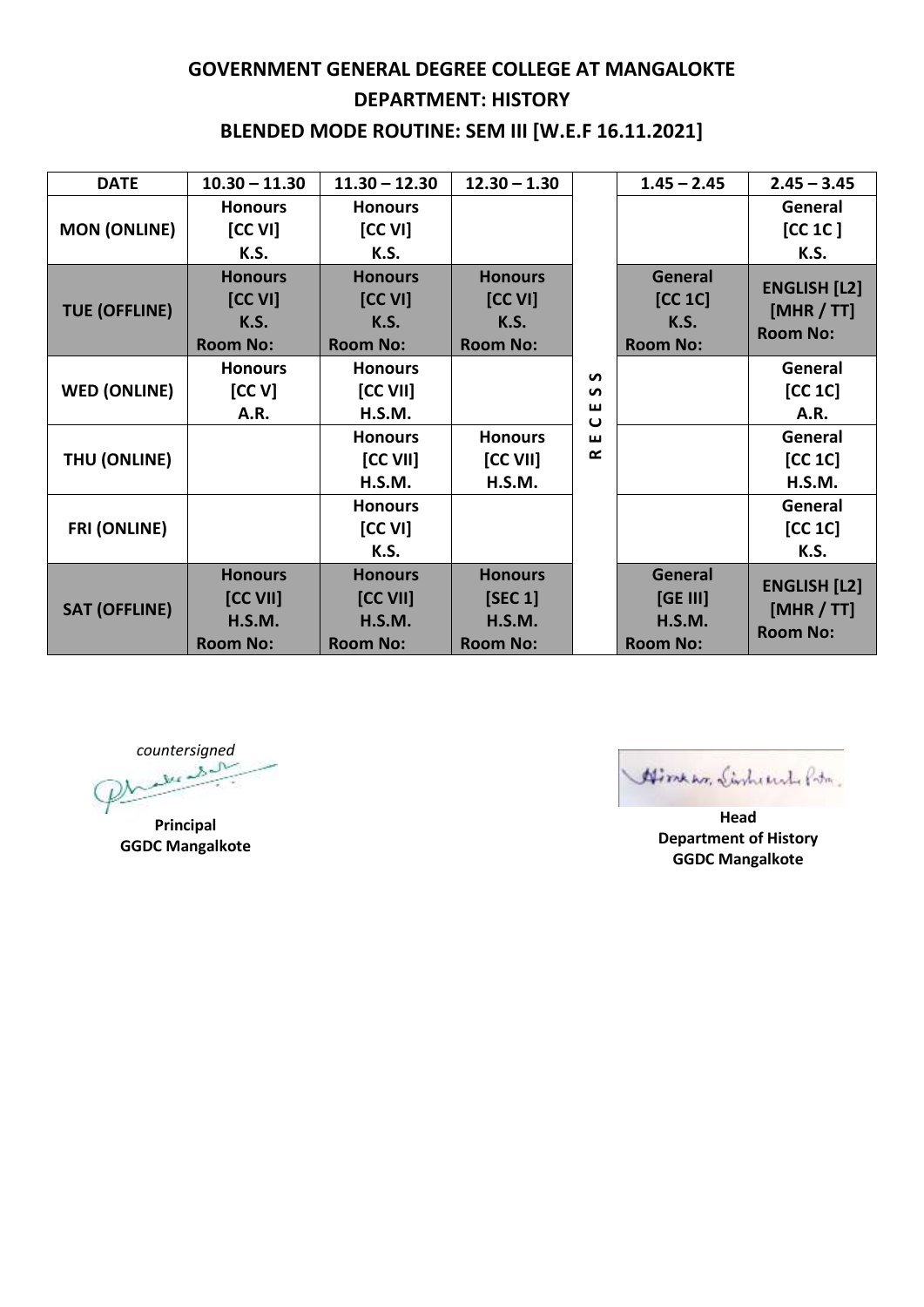# GOVERNMENT GENERAL DEGREE COLLEGE AT MANGALOKTE

## DEPARTMENT: HISTORY

## BLENDED MODE ROUTINE: SEM III [W.E.F 16.11.2021]

| DATE | 10.30 – 11.30 | 11.30 – 12.30 | 12.30 – 1.30 | | 1.45 – 2.45 | 2.45 – 3.45 |
|---|---|---|---|---|---|---|
| MON (ONLINE) | Honours [CC VI] K.S. | Honours [CC VI] K.S. | | RECESS | | General [CC 1C ] K.S. |
| TUE (OFFLINE) | Honours [CC VI] K.S. Room No: | Honours [CC VI] K.S. Room No: | Honours [CC VI] K.S. Room No: | | General [CC 1C] K.S. Room No: | ENGLISH [L2] [MHR / TT] Room No: |
| WED (ONLINE) | Honours [CC V] A.R. | Honours [CC VII] H.S.M. | | | | General [CC 1C] A.R. |
| THU (ONLINE) | | Honours [CC VII] H.S.M. | Honours [CC VII] H.S.M. | | | General [CC 1C] H.S.M. |
| FRI (ONLINE) | | Honours [CC VI] K.S. | | | | General [CC 1C] K.S. |
| SAT (OFFLINE) | Honours [CC VII] H.S.M. Room No: | Honours [CC VII] H.S.M. Room No: | Honours [SEC 1] H.S.M. Room No: | | General [GE III] H.S.M. Room No: | ENGLISH [L2] [MHR / TT] Room No: |

*countersigned*

**Principal**
**GGDC Mangalkote**

**Head**
**Department of History**
**GGDC Mangalkote**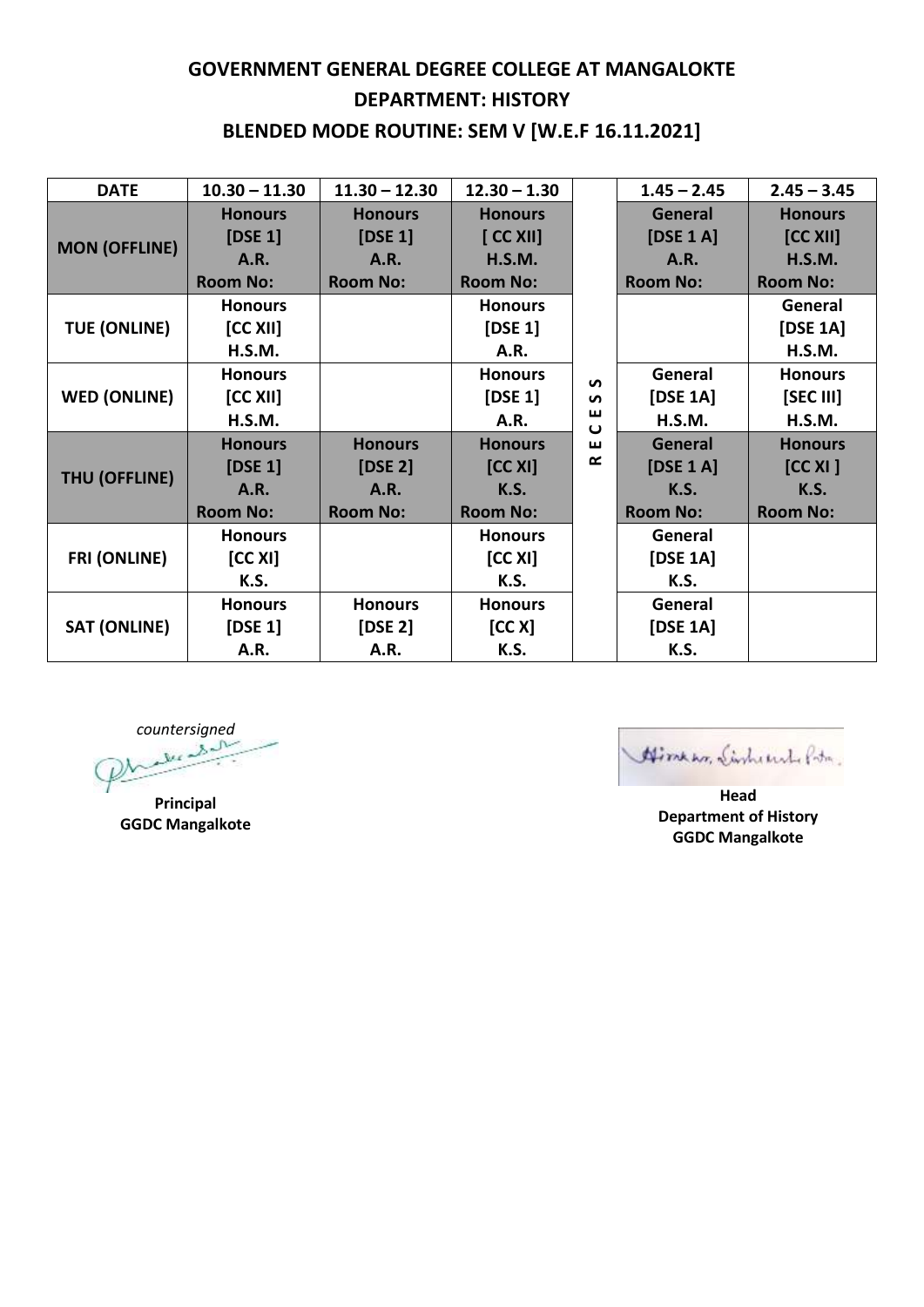**GOVERNMENT GENERAL DEGREE COLLEGE AT MANGALOKTE**

**DEPARTMENT: HISTORY**

**BLENDED MODE ROUTINE: SEM V [W.E.F 16.11.2021]**

| DATE | 10.30 – 11.30 | 11.30 – 12.30 | 12.30 – 1.30 | | 1.45 – 2.45 | 2.45 – 3.45 |
|---|---|---|---|---|---|---|
| MON (OFFLINE) | Honours [DSE 1] A.R. Room No: | Honours [DSE 1] A.R. Room No: | Honours [ CC XII] H.S.M. Room No: | RECESS | General [DSE 1 A] A.R. Room No: | Honours [CC XII] H.S.M. Room No: |
| TUE (ONLINE) | Honours [CC XII] H.S.M. | | Honours [DSE 1] A.R. | | | General [DSE 1A] H.S.M. |
| WED (ONLINE) | Honours [CC XII] H.S.M. | | Honours [DSE 1] A.R. | | General [DSE 1A] H.S.M. | Honours [SEC III] H.S.M. |
| THU (OFFLINE) | Honours [DSE 1] A.R. Room No: | Honours [DSE 2] A.R. Room No: | Honours [CC XI] K.S. Room No: | | General [DSE 1 A] K.S. Room No: | Honours [CC XI ] K.S. Room No: |
| FRI (ONLINE) | Honours [CC XI] K.S. | | Honours [CC XI] K.S. | | General [DSE 1A] K.S. | |
| SAT (ONLINE) | Honours [DSE 1] A.R. | Honours [DSE 2] A.R. | Honours [CC X] K.S. | | General [DSE 1A] K.S. | |

*countersigned*

**Principal**
**GGDC Mangalkote**

**Head**
**Department of History**
**GGDC Mangalkote**